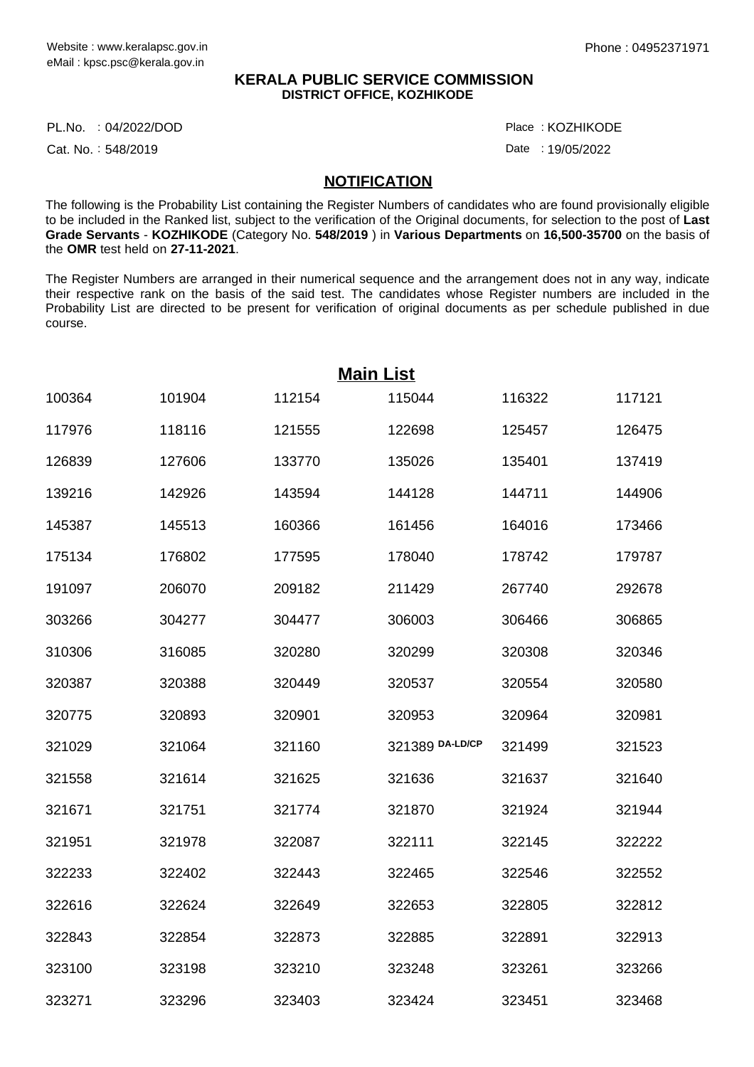Website : www.keralapsc.gov.in
eMail : kpsc.psc@kerala.gov.in

Phone : 04952371971

**KERALA PUBLIC SERVICE COMMISSION**
**DISTRICT OFFICE, KOZHIKODE**

PL.No. : 04/2022/DOD
Cat. No. : 548/2019

Place : KOZHIKODE
Date : 19/05/2022

## NOTIFICATION

The following is the Probability List containing the Register Numbers of candidates who are found provisionally eligible to be included in the Ranked list, subject to the verification of the Original documents, for selection to the post of **Last Grade Servants** - **KOZHIKODE** (Category No. **548/2019** ) in **Various Departments** on **16,500-35700** on the basis of the **OMR** test held on **27-11-2021**.

The Register Numbers are arranged in their numerical sequence and the arrangement does not in any way, indicate their respective rank on the basis of the said test. The candidates whose Register numbers are included in the Probability List are directed to be present for verification of original documents as per schedule published in due course.

## Main List

| | | | | | |
|---|---|---|---|---|---|
| 100364 | 101904 | 112154 | 115044 | 116322 | 117121 |
| 117976 | 118116 | 121555 | 122698 | 125457 | 126475 |
| 126839 | 127606 | 133770 | 135026 | 135401 | 137419 |
| 139216 | 142926 | 143594 | 144128 | 144711 | 144906 |
| 145387 | 145513 | 160366 | 161456 | 164016 | 173466 |
| 175134 | 176802 | 177595 | 178040 | 178742 | 179787 |
| 191097 | 206070 | 209182 | 211429 | 267740 | 292678 |
| 303266 | 304277 | 304477 | 306003 | 306466 | 306865 |
| 310306 | 316085 | 320280 | 320299 | 320308 | 320346 |
| 320387 | 320388 | 320449 | 320537 | 320554 | 320580 |
| 320775 | 320893 | 320901 | 320953 | 320964 | 320981 |
| 321029 | 321064 | 321160 | 321389 DA-LD/CP | 321499 | 321523 |
| 321558 | 321614 | 321625 | 321636 | 321637 | 321640 |
| 321671 | 321751 | 321774 | 321870 | 321924 | 321944 |
| 321951 | 321978 | 322087 | 322111 | 322145 | 322222 |
| 322233 | 322402 | 322443 | 322465 | 322546 | 322552 |
| 322616 | 322624 | 322649 | 322653 | 322805 | 322812 |
| 322843 | 322854 | 322873 | 322885 | 322891 | 322913 |
| 323100 | 323198 | 323210 | 323248 | 323261 | 323266 |
| 323271 | 323296 | 323403 | 323424 | 323451 | 323468 |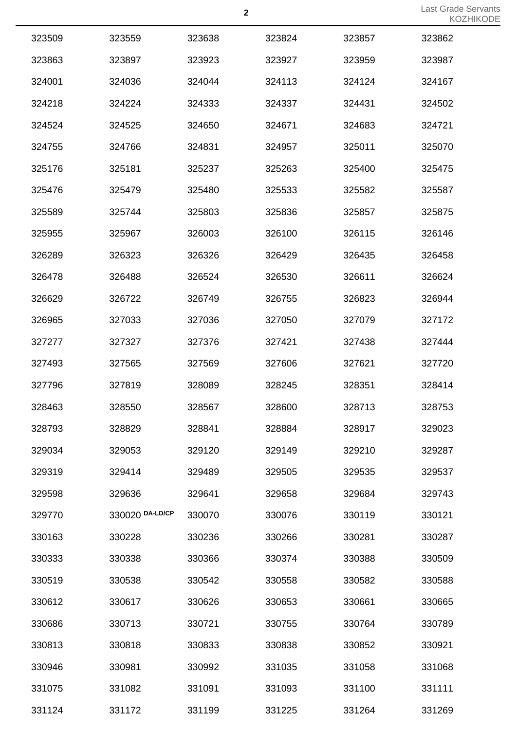| | | | | | |
|---|---|---|---|---|---|
| 323509 | 323559 | 323638 | 323824 | 323857 | 323862 |
| 323863 | 323897 | 323923 | 323927 | 323959 | 323987 |
| 324001 | 324036 | 324044 | 324113 | 324124 | 324167 |
| 324218 | 324224 | 324333 | 324337 | 324431 | 324502 |
| 324524 | 324525 | 324650 | 324671 | 324683 | 324721 |
| 324755 | 324766 | 324831 | 324957 | 325011 | 325070 |
| 325176 | 325181 | 325237 | 325263 | 325400 | 325475 |
| 325476 | 325479 | 325480 | 325533 | 325582 | 325587 |
| 325589 | 325744 | 325803 | 325836 | 325857 | 325875 |
| 325955 | 325967 | 326003 | 326100 | 326115 | 326146 |
| 326289 | 326323 | 326326 | 326429 | 326435 | 326458 |
| 326478 | 326488 | 326524 | 326530 | 326611 | 326624 |
| 326629 | 326722 | 326749 | 326755 | 326823 | 326944 |
| 326965 | 327033 | 327036 | 327050 | 327079 | 327172 |
| 327277 | 327327 | 327376 | 327421 | 327438 | 327444 |
| 327493 | 327565 | 327569 | 327606 | 327621 | 327720 |
| 327796 | 327819 | 328089 | 328245 | 328351 | 328414 |
| 328463 | 328550 | 328567 | 328600 | 328713 | 328753 |
| 328793 | 328829 | 328841 | 328884 | 328917 | 329023 |
| 329034 | 329053 | 329120 | 329149 | 329210 | 329287 |
| 329319 | 329414 | 329489 | 329505 | 329535 | 329537 |
| 329598 | 329636 | 329641 | 329658 | 329684 | 329743 |
| 329770 | 330020 DA-LD/CP | 330070 | 330076 | 330119 | 330121 |
| 330163 | 330228 | 330236 | 330266 | 330281 | 330287 |
| 330333 | 330338 | 330366 | 330374 | 330388 | 330509 |
| 330519 | 330538 | 330542 | 330558 | 330582 | 330588 |
| 330612 | 330617 | 330626 | 330653 | 330661 | 330665 |
| 330686 | 330713 | 330721 | 330755 | 330764 | 330789 |
| 330813 | 330818 | 330833 | 330838 | 330852 | 330921 |
| 330946 | 330981 | 330992 | 331035 | 331058 | 331068 |
| 331075 | 331082 | 331091 | 331093 | 331100 | 331111 |
| 331124 | 331172 | 331199 | 331225 | 331264 | 331269 |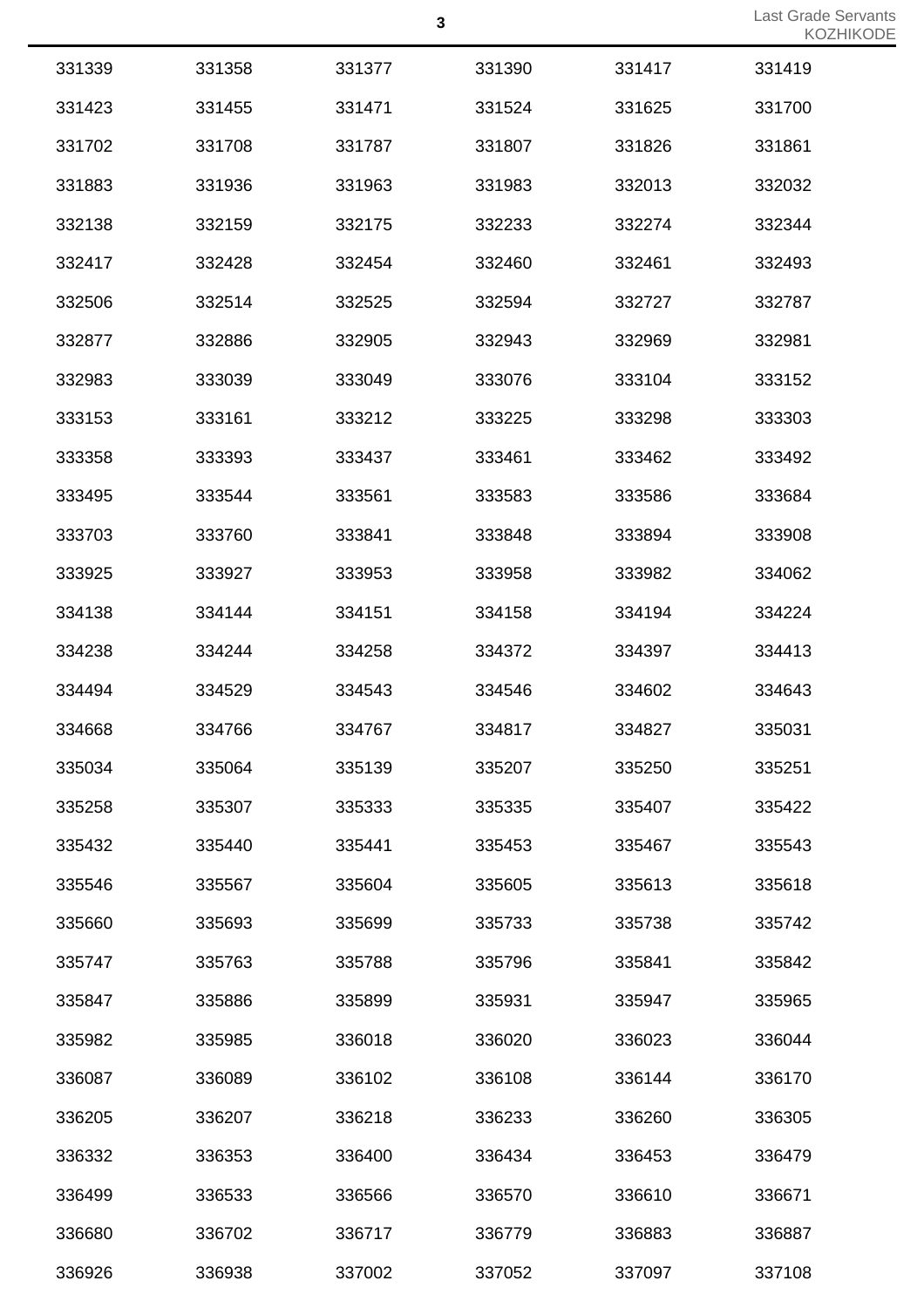| | | | | | |
|---|---|---|---|---|---|
| 331339 | 331358 | 331377 | 331390 | 331417 | 331419 |
| 331423 | 331455 | 331471 | 331524 | 331625 | 331700 |
| 331702 | 331708 | 331787 | 331807 | 331826 | 331861 |
| 331883 | 331936 | 331963 | 331983 | 332013 | 332032 |
| 332138 | 332159 | 332175 | 332233 | 332274 | 332344 |
| 332417 | 332428 | 332454 | 332460 | 332461 | 332493 |
| 332506 | 332514 | 332525 | 332594 | 332727 | 332787 |
| 332877 | 332886 | 332905 | 332943 | 332969 | 332981 |
| 332983 | 333039 | 333049 | 333076 | 333104 | 333152 |
| 333153 | 333161 | 333212 | 333225 | 333298 | 333303 |
| 333358 | 333393 | 333437 | 333461 | 333462 | 333492 |
| 333495 | 333544 | 333561 | 333583 | 333586 | 333684 |
| 333703 | 333760 | 333841 | 333848 | 333894 | 333908 |
| 333925 | 333927 | 333953 | 333958 | 333982 | 334062 |
| 334138 | 334144 | 334151 | 334158 | 334194 | 334224 |
| 334238 | 334244 | 334258 | 334372 | 334397 | 334413 |
| 334494 | 334529 | 334543 | 334546 | 334602 | 334643 |
| 334668 | 334766 | 334767 | 334817 | 334827 | 335031 |
| 335034 | 335064 | 335139 | 335207 | 335250 | 335251 |
| 335258 | 335307 | 335333 | 335335 | 335407 | 335422 |
| 335432 | 335440 | 335441 | 335453 | 335467 | 335543 |
| 335546 | 335567 | 335604 | 335605 | 335613 | 335618 |
| 335660 | 335693 | 335699 | 335733 | 335738 | 335742 |
| 335747 | 335763 | 335788 | 335796 | 335841 | 335842 |
| 335847 | 335886 | 335899 | 335931 | 335947 | 335965 |
| 335982 | 335985 | 336018 | 336020 | 336023 | 336044 |
| 336087 | 336089 | 336102 | 336108 | 336144 | 336170 |
| 336205 | 336207 | 336218 | 336233 | 336260 | 336305 |
| 336332 | 336353 | 336400 | 336434 | 336453 | 336479 |
| 336499 | 336533 | 336566 | 336570 | 336610 | 336671 |
| 336680 | 336702 | 336717 | 336779 | 336883 | 336887 |
| 336926 | 336938 | 337002 | 337052 | 337097 | 337108 |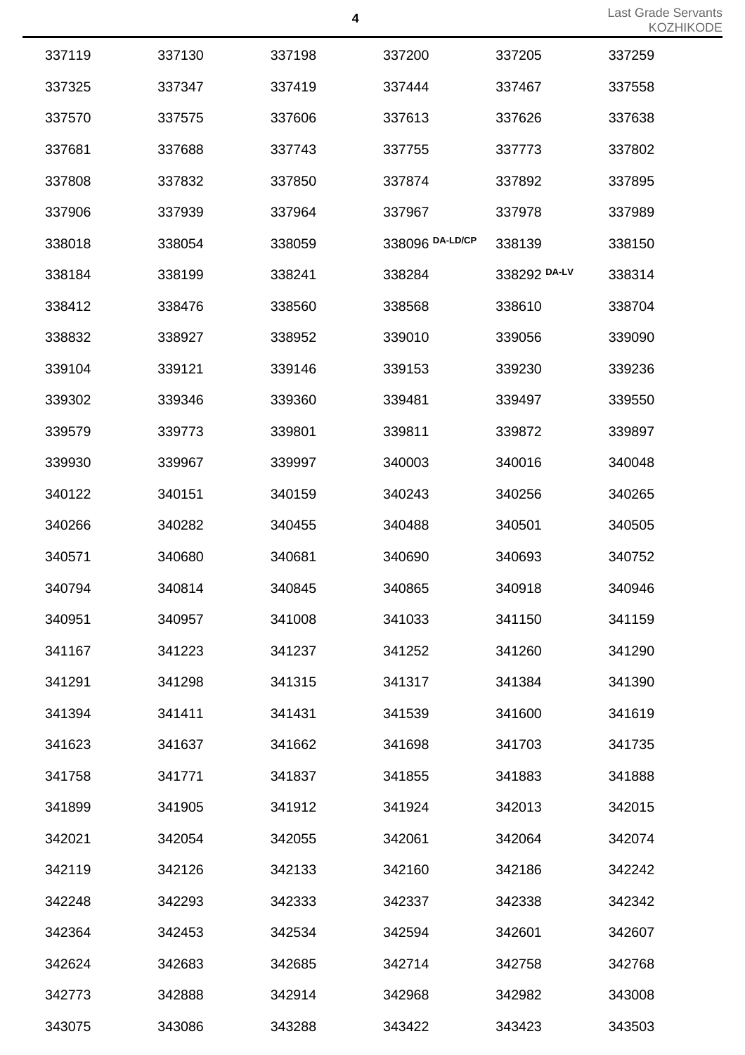| | | | | | |
|---|---|---|---|---|---|
| 337119 | 337130 | 337198 | 337200 | 337205 | 337259 |
| 337325 | 337347 | 337419 | 337444 | 337467 | 337558 |
| 337570 | 337575 | 337606 | 337613 | 337626 | 337638 |
| 337681 | 337688 | 337743 | 337755 | 337773 | 337802 |
| 337808 | 337832 | 337850 | 337874 | 337892 | 337895 |
| 337906 | 337939 | 337964 | 337967 | 337978 | 337989 |
| 338018 | 338054 | 338059 | 338096 DA-LD/CP | 338139 | 338150 |
| 338184 | 338199 | 338241 | 338284 | 338292 DA-LV | 338314 |
| 338412 | 338476 | 338560 | 338568 | 338610 | 338704 |
| 338832 | 338927 | 338952 | 339010 | 339056 | 339090 |
| 339104 | 339121 | 339146 | 339153 | 339230 | 339236 |
| 339302 | 339346 | 339360 | 339481 | 339497 | 339550 |
| 339579 | 339773 | 339801 | 339811 | 339872 | 339897 |
| 339930 | 339967 | 339997 | 340003 | 340016 | 340048 |
| 340122 | 340151 | 340159 | 340243 | 340256 | 340265 |
| 340266 | 340282 | 340455 | 340488 | 340501 | 340505 |
| 340571 | 340680 | 340681 | 340690 | 340693 | 340752 |
| 340794 | 340814 | 340845 | 340865 | 340918 | 340946 |
| 340951 | 340957 | 341008 | 341033 | 341150 | 341159 |
| 341167 | 341223 | 341237 | 341252 | 341260 | 341290 |
| 341291 | 341298 | 341315 | 341317 | 341384 | 341390 |
| 341394 | 341411 | 341431 | 341539 | 341600 | 341619 |
| 341623 | 341637 | 341662 | 341698 | 341703 | 341735 |
| 341758 | 341771 | 341837 | 341855 | 341883 | 341888 |
| 341899 | 341905 | 341912 | 341924 | 342013 | 342015 |
| 342021 | 342054 | 342055 | 342061 | 342064 | 342074 |
| 342119 | 342126 | 342133 | 342160 | 342186 | 342242 |
| 342248 | 342293 | 342333 | 342337 | 342338 | 342342 |
| 342364 | 342453 | 342534 | 342594 | 342601 | 342607 |
| 342624 | 342683 | 342685 | 342714 | 342758 | 342768 |
| 342773 | 342888 | 342914 | 342968 | 342982 | 343008 |
| 343075 | 343086 | 343288 | 343422 | 343423 | 343503 |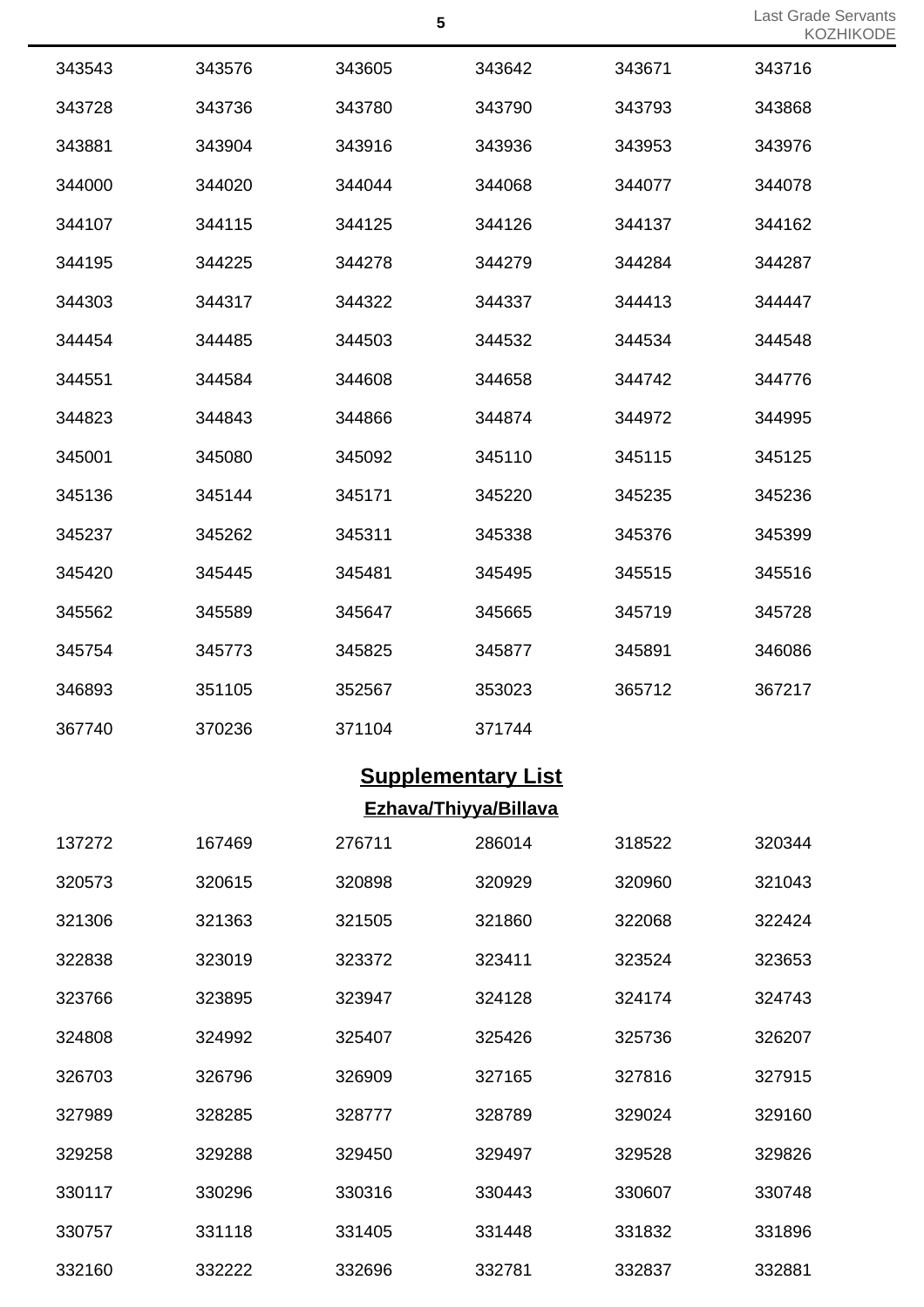| | | | | | |
|---|---|---|---|---|---|
| 343543 | 343576 | 343605 | 343642 | 343671 | 343716 |
| 343728 | 343736 | 343780 | 343790 | 343793 | 343868 |
| 343881 | 343904 | 343916 | 343936 | 343953 | 343976 |
| 344000 | 344020 | 344044 | 344068 | 344077 | 344078 |
| 344107 | 344115 | 344125 | 344126 | 344137 | 344162 |
| 344195 | 344225 | 344278 | 344279 | 344284 | 344287 |
| 344303 | 344317 | 344322 | 344337 | 344413 | 344447 |
| 344454 | 344485 | 344503 | 344532 | 344534 | 344548 |
| 344551 | 344584 | 344608 | 344658 | 344742 | 344776 |
| 344823 | 344843 | 344866 | 344874 | 344972 | 344995 |
| 345001 | 345080 | 345092 | 345110 | 345115 | 345125 |
| 345136 | 345144 | 345171 | 345220 | 345235 | 345236 |
| 345237 | 345262 | 345311 | 345338 | 345376 | 345399 |
| 345420 | 345445 | 345481 | 345495 | 345515 | 345516 |
| 345562 | 345589 | 345647 | 345665 | 345719 | 345728 |
| 345754 | 345773 | 345825 | 345877 | 345891 | 346086 |
| 346893 | 351105 | 352567 | 353023 | 365712 | 367217 |
| 367740 | 370236 | 371104 | 371744 | | |

## Supplementary List

### Ezhava/Thiyya/Billava

| | | | | | |
|---|---|---|---|---|---|
| 137272 | 167469 | 276711 | 286014 | 318522 | 320344 |
| 320573 | 320615 | 320898 | 320929 | 320960 | 321043 |
| 321306 | 321363 | 321505 | 321860 | 322068 | 322424 |
| 322838 | 323019 | 323372 | 323411 | 323524 | 323653 |
| 323766 | 323895 | 323947 | 324128 | 324174 | 324743 |
| 324808 | 324992 | 325407 | 325426 | 325736 | 326207 |
| 326703 | 326796 | 326909 | 327165 | 327816 | 327915 |
| 327989 | 328285 | 328777 | 328789 | 329024 | 329160 |
| 329258 | 329288 | 329450 | 329497 | 329528 | 329826 |
| 330117 | 330296 | 330316 | 330443 | 330607 | 330748 |
| 330757 | 331118 | 331405 | 331448 | 331832 | 331896 |
| 332160 | 332222 | 332696 | 332781 | 332837 | 332881 |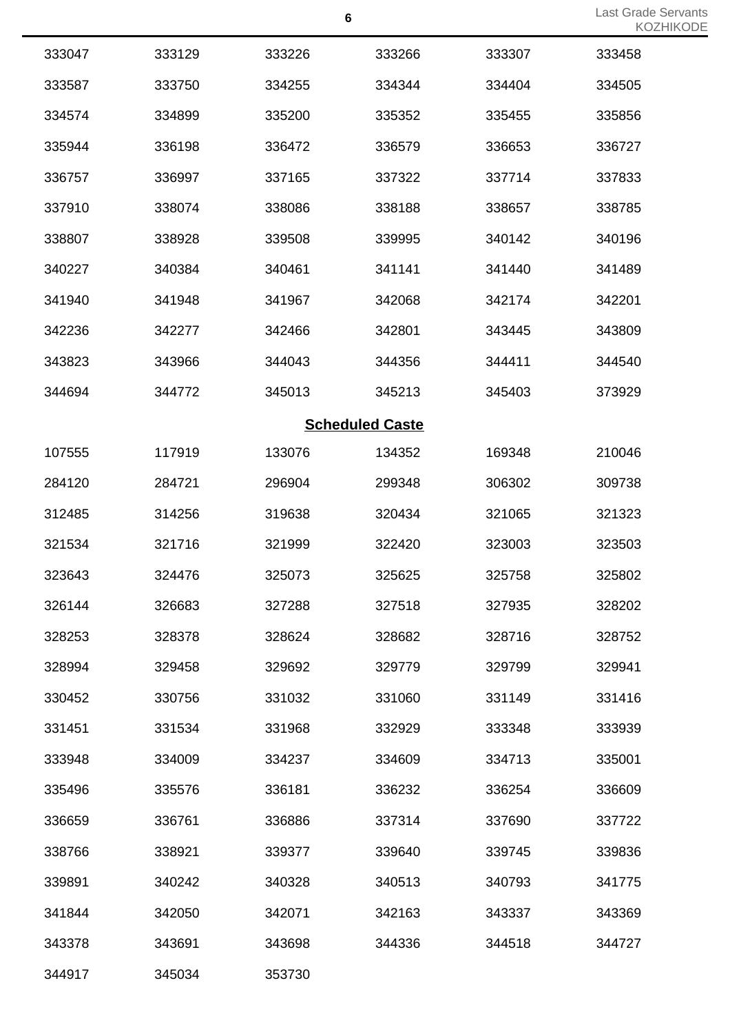| | | | | | |
|---|---|---|---|---|---|
| 333047 | 333129 | 333226 | 333266 | 333307 | 333458 |
| 333587 | 333750 | 334255 | 334344 | 334404 | 334505 |
| 334574 | 334899 | 335200 | 335352 | 335455 | 335856 |
| 335944 | 336198 | 336472 | 336579 | 336653 | 336727 |
| 336757 | 336997 | 337165 | 337322 | 337714 | 337833 |
| 337910 | 338074 | 338086 | 338188 | 338657 | 338785 |
| 338807 | 338928 | 339508 | 339995 | 340142 | 340196 |
| 340227 | 340384 | 340461 | 341141 | 341440 | 341489 |
| 341940 | 341948 | 341967 | 342068 | 342174 | 342201 |
| 342236 | 342277 | 342466 | 342801 | 343445 | 343809 |
| 343823 | 343966 | 344043 | 344356 | 344411 | 344540 |
| 344694 | 344772 | 345013 | 345213 | 345403 | 373929 |

## Scheduled Caste

| | | | | | |
|---|---|---|---|---|---|
| 107555 | 117919 | 133076 | 134352 | 169348 | 210046 |
| 284120 | 284721 | 296904 | 299348 | 306302 | 309738 |
| 312485 | 314256 | 319638 | 320434 | 321065 | 321323 |
| 321534 | 321716 | 321999 | 322420 | 323003 | 323503 |
| 323643 | 324476 | 325073 | 325625 | 325758 | 325802 |
| 326144 | 326683 | 327288 | 327518 | 327935 | 328202 |
| 328253 | 328378 | 328624 | 328682 | 328716 | 328752 |
| 328994 | 329458 | 329692 | 329779 | 329799 | 329941 |
| 330452 | 330756 | 331032 | 331060 | 331149 | 331416 |
| 331451 | 331534 | 331968 | 332929 | 333348 | 333939 |
| 333948 | 334009 | 334237 | 334609 | 334713 | 335001 |
| 335496 | 335576 | 336181 | 336232 | 336254 | 336609 |
| 336659 | 336761 | 336886 | 337314 | 337690 | 337722 |
| 338766 | 338921 | 339377 | 339640 | 339745 | 339836 |
| 339891 | 340242 | 340328 | 340513 | 340793 | 341775 |
| 341844 | 342050 | 342071 | 342163 | 343337 | 343369 |
| 343378 | 343691 | 343698 | 344336 | 344518 | 344727 |
| 344917 | 345034 | 353730 | | | |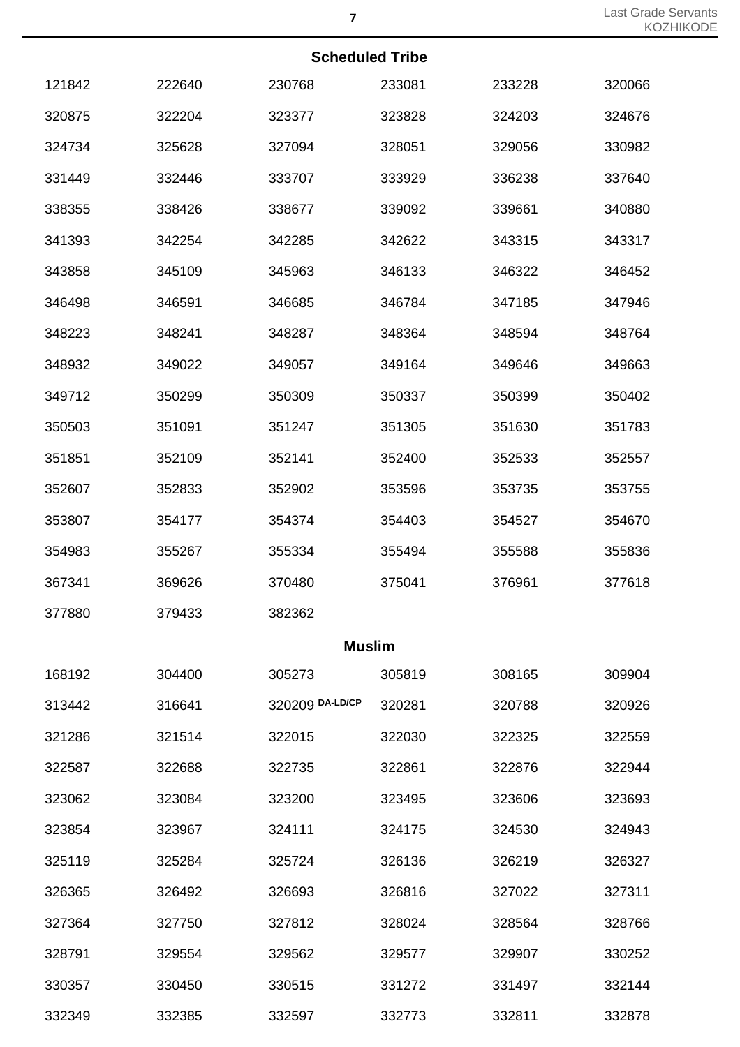### Scheduled Tribe

| | | | | | |
|---|---|---|---|---|---|
| 121842 | 222640 | 230768 | 233081 | 233228 | 320066 |
| 320875 | 322204 | 323377 | 323828 | 324203 | 324676 |
| 324734 | 325628 | 327094 | 328051 | 329056 | 330982 |
| 331449 | 332446 | 333707 | 333929 | 336238 | 337640 |
| 338355 | 338426 | 338677 | 339092 | 339661 | 340880 |
| 341393 | 342254 | 342285 | 342622 | 343315 | 343317 |
| 343858 | 345109 | 345963 | 346133 | 346322 | 346452 |
| 346498 | 346591 | 346685 | 346784 | 347185 | 347946 |
| 348223 | 348241 | 348287 | 348364 | 348594 | 348764 |
| 348932 | 349022 | 349057 | 349164 | 349646 | 349663 |
| 349712 | 350299 | 350309 | 350337 | 350399 | 350402 |
| 350503 | 351091 | 351247 | 351305 | 351630 | 351783 |
| 351851 | 352109 | 352141 | 352400 | 352533 | 352557 |
| 352607 | 352833 | 352902 | 353596 | 353735 | 353755 |
| 353807 | 354177 | 354374 | 354403 | 354527 | 354670 |
| 354983 | 355267 | 355334 | 355494 | 355588 | 355836 |
| 367341 | 369626 | 370480 | 375041 | 376961 | 377618 |
| 377880 | 379433 | 382362 | | | |

### Muslim

| | | | | | |
|---|---|---|---|---|---|
| 168192 | 304400 | 305273 | 305819 | 308165 | 309904 |
| 313442 | 316641 | 320209 DA-LD/CP | 320281 | 320788 | 320926 |
| 321286 | 321514 | 322015 | 322030 | 322325 | 322559 |
| 322587 | 322688 | 322735 | 322861 | 322876 | 322944 |
| 323062 | 323084 | 323200 | 323495 | 323606 | 323693 |
| 323854 | 323967 | 324111 | 324175 | 324530 | 324943 |
| 325119 | 325284 | 325724 | 326136 | 326219 | 326327 |
| 326365 | 326492 | 326693 | 326816 | 327022 | 327311 |
| 327364 | 327750 | 327812 | 328024 | 328564 | 328766 |
| 328791 | 329554 | 329562 | 329577 | 329907 | 330252 |
| 330357 | 330450 | 330515 | 331272 | 331497 | 332144 |
| 332349 | 332385 | 332597 | 332773 | 332811 | 332878 |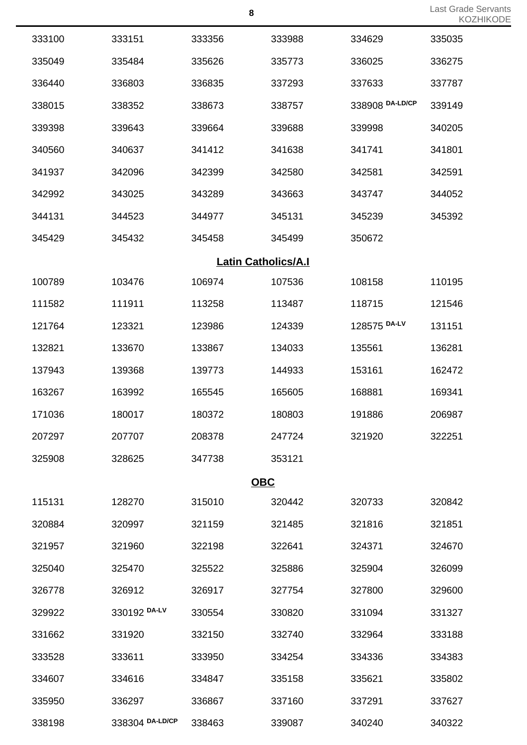| | | | | | |
|---|---|---|---|---|---|
| 333100 | 333151 | 333356 | 333988 | 334629 | 335035 |
| 335049 | 335484 | 335626 | 335773 | 336025 | 336275 |
| 336440 | 336803 | 336835 | 337293 | 337633 | 337787 |
| 338015 | 338352 | 338673 | 338757 | 338908 DA-LD/CP | 339149 |
| 339398 | 339643 | 339664 | 339688 | 339998 | 340205 |
| 340560 | 340637 | 341412 | 341638 | 341741 | 341801 |
| 341937 | 342096 | 342399 | 342580 | 342581 | 342591 |
| 342992 | 343025 | 343289 | 343663 | 343747 | 344052 |
| 344131 | 344523 | 344977 | 345131 | 345239 | 345392 |
| 345429 | 345432 | 345458 | 345499 | 350672 | |

## Latin Catholics/A.I

| | | | | | |
|---|---|---|---|---|---|
| 100789 | 103476 | 106974 | 107536 | 108158 | 110195 |
| 111582 | 111911 | 113258 | 113487 | 118715 | 121546 |
| 121764 | 123321 | 123986 | 124339 | 128575 DA-LV | 131151 |
| 132821 | 133670 | 133867 | 134033 | 135561 | 136281 |
| 137943 | 139368 | 139773 | 144933 | 153161 | 162472 |
| 163267 | 163992 | 165545 | 165605 | 168881 | 169341 |
| 171036 | 180017 | 180372 | 180803 | 191886 | 206987 |
| 207297 | 207707 | 208378 | 247724 | 321920 | 322251 |
| 325908 | 328625 | 347738 | 353121 | | |

## OBC

| | | | | | |
|---|---|---|---|---|---|
| 115131 | 128270 | 315010 | 320442 | 320733 | 320842 |
| 320884 | 320997 | 321159 | 321485 | 321816 | 321851 |
| 321957 | 321960 | 322198 | 322641 | 324371 | 324670 |
| 325040 | 325470 | 325522 | 325886 | 325904 | 326099 |
| 326778 | 326912 | 326917 | 327754 | 327800 | 329600 |
| 329922 | 330192 DA-LV | 330554 | 330820 | 331094 | 331327 |
| 331662 | 331920 | 332150 | 332740 | 332964 | 333188 |
| 333528 | 333611 | 333950 | 334254 | 334336 | 334383 |
| 334607 | 334616 | 334847 | 335158 | 335621 | 335802 |
| 335950 | 336297 | 336867 | 337160 | 337291 | 337627 |
| 338198 | 338304 DA-LD/CP | 338463 | 339087 | 340240 | 340322 |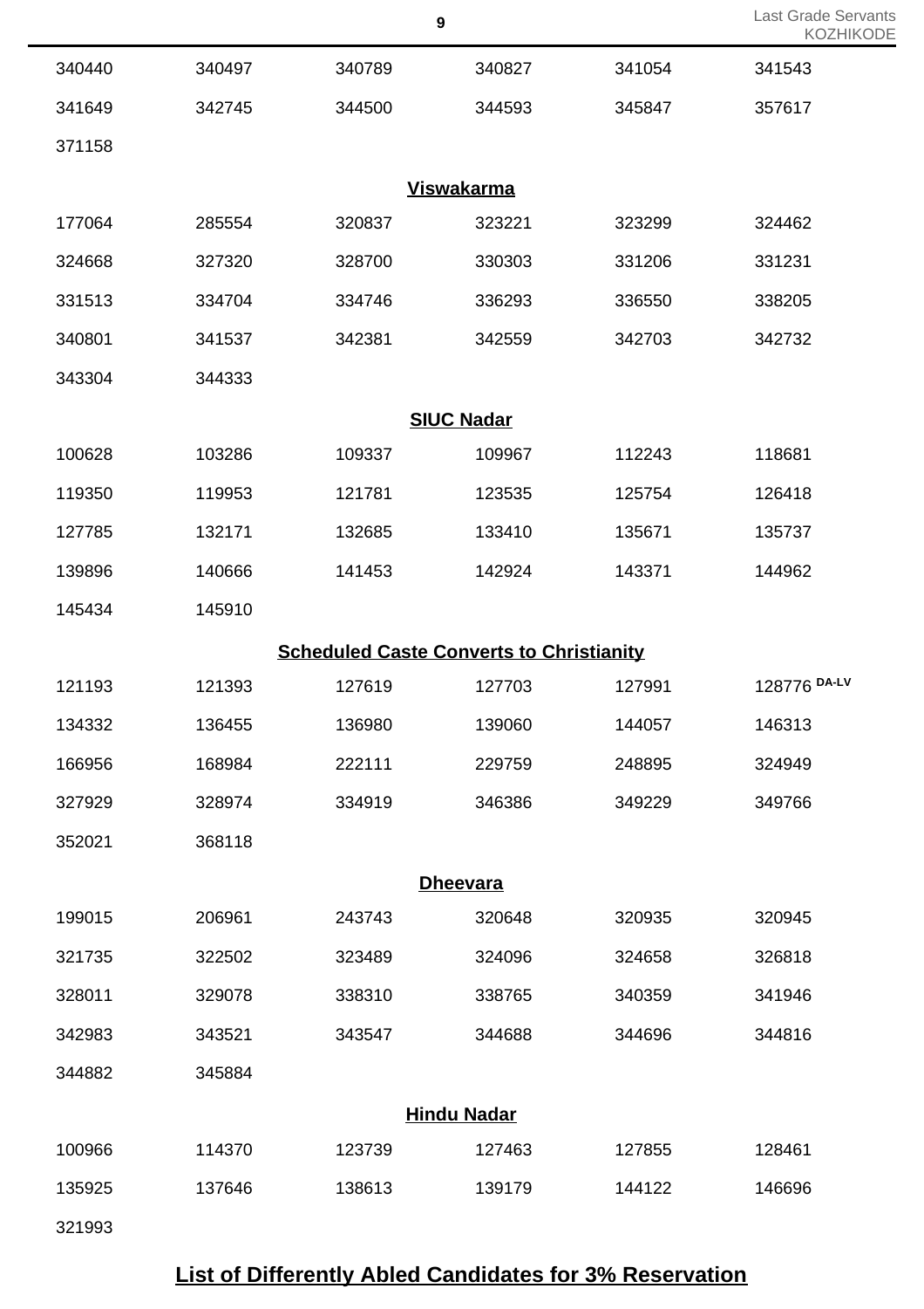| | | | | | |
|---|---|---|---|---|---|
| 340440 | 340497 | 340789 | 340827 | 341054 | 341543 |
| 341649 | 342745 | 344500 | 344593 | 345847 | 357617 |
| 371158 | | | | | |

### Viswakarma

| | | | | | |
|---|---|---|---|---|---|
| 177064 | 285554 | 320837 | 323221 | 323299 | 324462 |
| 324668 | 327320 | 328700 | 330303 | 331206 | 331231 |
| 331513 | 334704 | 334746 | 336293 | 336550 | 338205 |
| 340801 | 341537 | 342381 | 342559 | 342703 | 342732 |
| 343304 | 344333 | | | | |

### SIUC Nadar

| | | | | | |
|---|---|---|---|---|---|
| 100628 | 103286 | 109337 | 109967 | 112243 | 118681 |
| 119350 | 119953 | 121781 | 123535 | 125754 | 126418 |
| 127785 | 132171 | 132685 | 133410 | 135671 | 135737 |
| 139896 | 140666 | 141453 | 142924 | 143371 | 144962 |
| 145434 | 145910 | | | | |

### Scheduled Caste Converts to Christianity

| | | | | | |
|---|---|---|---|---|---|
| 121193 | 121393 | 127619 | 127703 | 127991 | 128776 DA-LV |
| 134332 | 136455 | 136980 | 139060 | 144057 | 146313 |
| 166956 | 168984 | 222111 | 229759 | 248895 | 324949 |
| 327929 | 328974 | 334919 | 346386 | 349229 | 349766 |
| 352021 | 368118 | | | | |

### Dheevara

| | | | | | |
|---|---|---|---|---|---|
| 199015 | 206961 | 243743 | 320648 | 320935 | 320945 |
| 321735 | 322502 | 323489 | 324096 | 324658 | 326818 |
| 328011 | 329078 | 338310 | 338765 | 340359 | 341946 |
| 342983 | 343521 | 343547 | 344688 | 344696 | 344816 |
| 344882 | 345884 | | | | |

### Hindu Nadar

| | | | | | |
|---|---|---|---|---|---|
| 100966 | 114370 | 123739 | 127463 | 127855 | 128461 |
| 135925 | 137646 | 138613 | 139179 | 144122 | 146696 |
| 321993 | | | | | |

## List of Differently Abled Candidates for 3% Reservation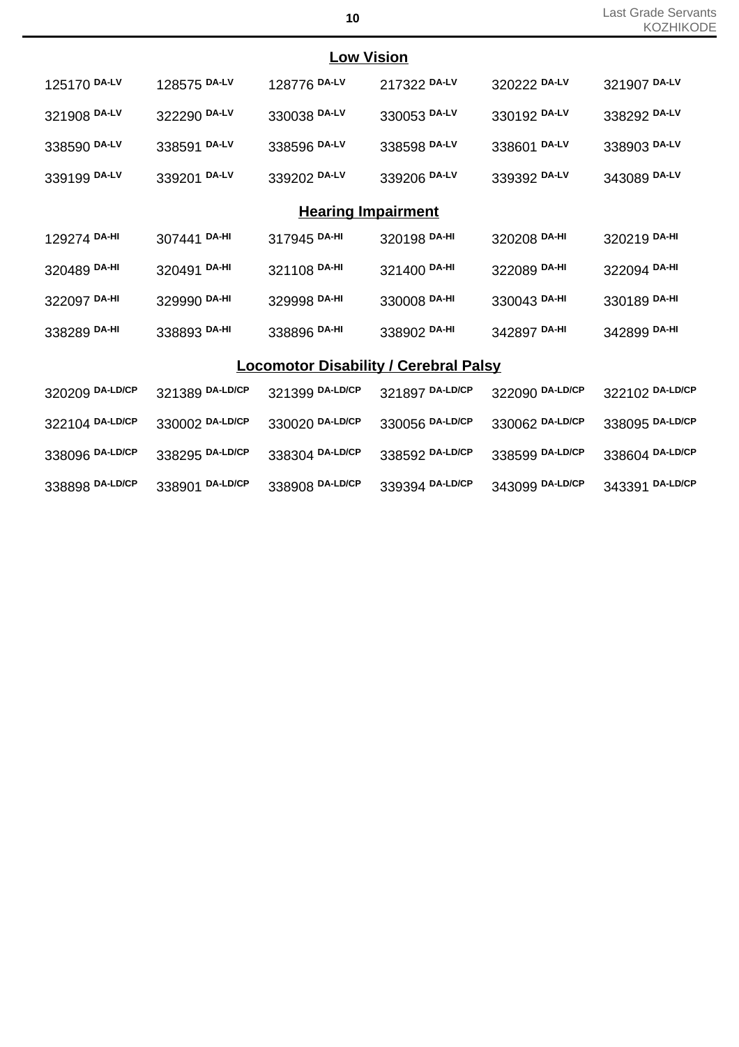## Low Vision

| | | | | | |
|---|---|---|---|---|---|
| 125170 DA-LV | 128575 DA-LV | 128776 DA-LV | 217322 DA-LV | 320222 DA-LV | 321907 DA-LV |
| 321908 DA-LV | 322290 DA-LV | 330038 DA-LV | 330053 DA-LV | 330192 DA-LV | 338292 DA-LV |
| 338590 DA-LV | 338591 DA-LV | 338596 DA-LV | 338598 DA-LV | 338601 DA-LV | 338903 DA-LV |
| 339199 DA-LV | 339201 DA-LV | 339202 DA-LV | 339206 DA-LV | 339392 DA-LV | 343089 DA-LV |

## Hearing Impairment

| | | | | | |
|---|---|---|---|---|---|
| 129274 DA-HI | 307441 DA-HI | 317945 DA-HI | 320198 DA-HI | 320208 DA-HI | 320219 DA-HI |
| 320489 DA-HI | 320491 DA-HI | 321108 DA-HI | 321400 DA-HI | 322089 DA-HI | 322094 DA-HI |
| 322097 DA-HI | 329990 DA-HI | 329998 DA-HI | 330008 DA-HI | 330043 DA-HI | 330189 DA-HI |
| 338289 DA-HI | 338893 DA-HI | 338896 DA-HI | 338902 DA-HI | 342897 DA-HI | 342899 DA-HI |

## Locomotor Disability / Cerebral Palsy

| | | | | | |
|---|---|---|---|---|---|
| 320209 DA-LD/CP | 321389 DA-LD/CP | 321399 DA-LD/CP | 321897 DA-LD/CP | 322090 DA-LD/CP | 322102 DA-LD/CP |
| 322104 DA-LD/CP | 330002 DA-LD/CP | 330020 DA-LD/CP | 330056 DA-LD/CP | 330062 DA-LD/CP | 338095 DA-LD/CP |
| 338096 DA-LD/CP | 338295 DA-LD/CP | 338304 DA-LD/CP | 338592 DA-LD/CP | 338599 DA-LD/CP | 338604 DA-LD/CP |
| 338898 DA-LD/CP | 338901 DA-LD/CP | 338908 DA-LD/CP | 339394 DA-LD/CP | 343099 DA-LD/CP | 343391 DA-LD/CP |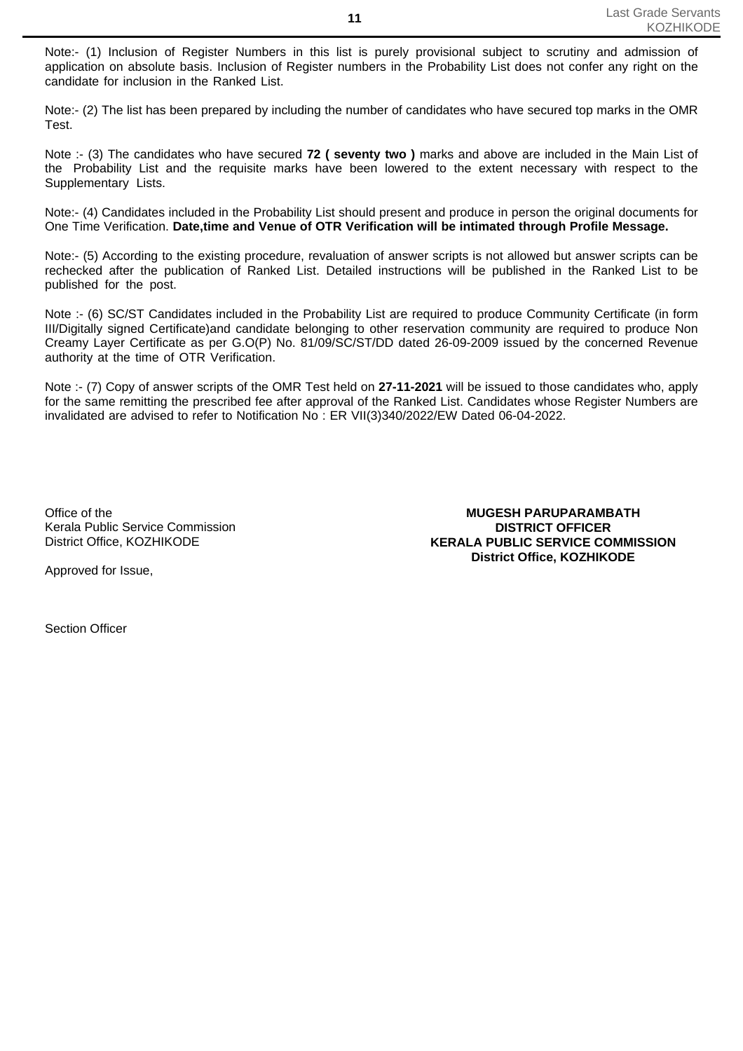Note:- (1) Inclusion of Register Numbers in this list is purely provisional subject to scrutiny and admission of application on absolute basis. Inclusion of Register numbers in the Probability List does not confer any right on the candidate for inclusion in the Ranked List.

Note:- (2) The list has been prepared by including the number of candidates who have secured top marks in the OMR Test.

Note :- (3) The candidates who have secured **72 ( seventy two )** marks and above are included in the Main List of the Probability List and the requisite marks have been lowered to the extent necessary with respect to the Supplementary Lists.

Note:- (4) Candidates included in the Probability List should present and produce in person the original documents for One Time Verification. **Date,time and Venue of OTR Verification will be intimated through Profile Message.**

Note:- (5) According to the existing procedure, revaluation of answer scripts is not allowed but answer scripts can be rechecked after the publication of Ranked List. Detailed instructions will be published in the Ranked List to be published for the post.

Note :- (6) SC/ST Candidates included in the Probability List are required to produce Community Certificate (in form III/Digitally signed Certificate)and candidate belonging to other reservation community are required to produce Non Creamy Layer Certificate as per G.O(P) No. 81/09/SC/ST/DD dated 26-09-2009 issued by the concerned Revenue authority at the time of OTR Verification.

Note :- (7) Copy of answer scripts of the OMR Test held on **27-11-2021** will be issued to those candidates who, apply for the same remitting the prescribed fee after approval of the Ranked List. Candidates whose Register Numbers are invalidated are advised to refer to Notification No : ER VII(3)340/2022/EW Dated 06-04-2022.

Office of the
Kerala Public Service Commission
District Office, KOZHIKODE

**MUGESH PARUPARAMBATH**
**DISTRICT OFFICER**
**KERALA PUBLIC SERVICE COMMISSION**
**District Office, KOZHIKODE**

Approved for Issue,

Section Officer